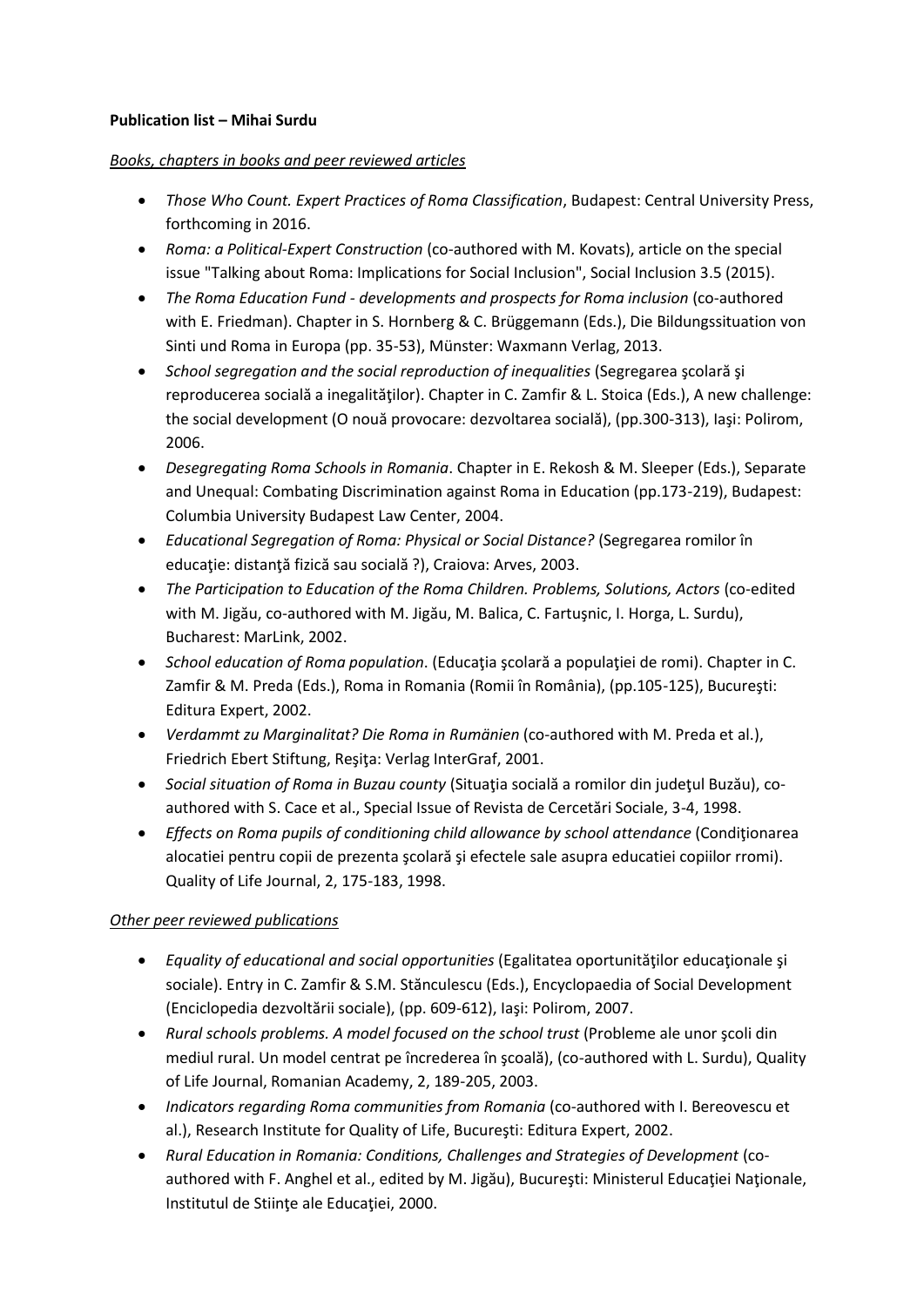**Publication list – Mihai Surdu**

*Books, chapters in books and peer reviewed articles*

- *Those Who Count. Expert Practices of Roma Classification*, Budapest: Central University Press, forthcoming in 2016.
- *Roma: a Political-Expert Construction* (co-authored with M. Kovats), article on the special issue "Talking about Roma: Implications for Social Inclusion", Social Inclusion 3.5 (2015).
- *The Roma Education Fund - developments and prospects for Roma inclusion* (co-authored with E. Friedman). Chapter in S. Hornberg & C. Brüggemann (Eds.), Die Bildungssituation von Sinti und Roma in Europa (pp. 35-53), Münster: Waxmann Verlag, 2013.
- *School segregation and the social reproduction of inequalities* (Segregarea şcolară şi reproducerea socială a inegalităţilor). Chapter in C. Zamfir & L. Stoica (Eds.), A new challenge: the social development (O nouă provocare: dezvoltarea socială), (pp.300-313), Iaşi: Polirom, 2006.
- *Desegregating Roma Schools in Romania*. Chapter in E. Rekosh & M. Sleeper (Eds.), Separate and Unequal: Combating Discrimination against Roma in Education (pp.173-219), Budapest: Columbia University Budapest Law Center, 2004.
- *Educational Segregation of Roma: Physical or Social Distance?* (Segregarea romilor în educaţie: distanţă fizică sau socială ?), Craiova: Arves, 2003.
- *The Participation to Education of the Roma Children. Problems, Solutions, Actors* (co-edited with M. Jigău, co-authored with M. Jigău, M. Balica, C. Fartuşnic, I. Horga, L. Surdu), Bucharest: MarLink, 2002.
- *School education of Roma population*. (Educaţia şcolară a populaţiei de romi). Chapter in C. Zamfir & M. Preda (Eds.), Roma in Romania (Romii în România), (pp.105-125), Bucureşti: Editura Expert, 2002.
- *Verdammt zu Marginalitat? Die Roma in Rumänien* (co-authored with M. Preda et al.), Friedrich Ebert Stiftung, Reşiţa: Verlag InterGraf, 2001.
- *Social situation of Roma in Buzau county* (Situaţia socială a romilor din judeţul Buzău), co-authored with S. Cace et al., Special Issue of Revista de Cercetări Sociale, 3-4, 1998.
- *Effects on Roma pupils of conditioning child allowance by school attendance* (Condiţionarea alocatiei pentru copii de prezenta şcolară şi efectele sale asupra educatiei copiilor rromi). Quality of Life Journal, 2, 175-183, 1998.

*Other peer reviewed publications*

- *Equality of educational and social opportunities* (Egalitatea oportunităţilor educaţionale şi sociale). Entry in C. Zamfir & S.M. Stănculescu (Eds.), Encyclopaedia of Social Development (Enciclopedia dezvoltării sociale), (pp. 609-612), Iaşi: Polirom, 2007.
- *Rural schools problems. A model focused on the school trust* (Probleme ale unor şcoli din mediul rural. Un model centrat pe încrederea în şcoală), (co-authored with L. Surdu), Quality of Life Journal, Romanian Academy, 2, 189-205, 2003.
- *Indicators regarding Roma communities from Romania* (co-authored with I. Bereovescu et al.), Research Institute for Quality of Life, Bucureşti: Editura Expert, 2002.
- *Rural Education in Romania: Conditions, Challenges and Strategies of Development* (co-authored with F. Anghel et al., edited by M. Jigău), Bucureşti: Ministerul Educaţiei Naţionale, Institutul de Stiinţe ale Educaţiei, 2000.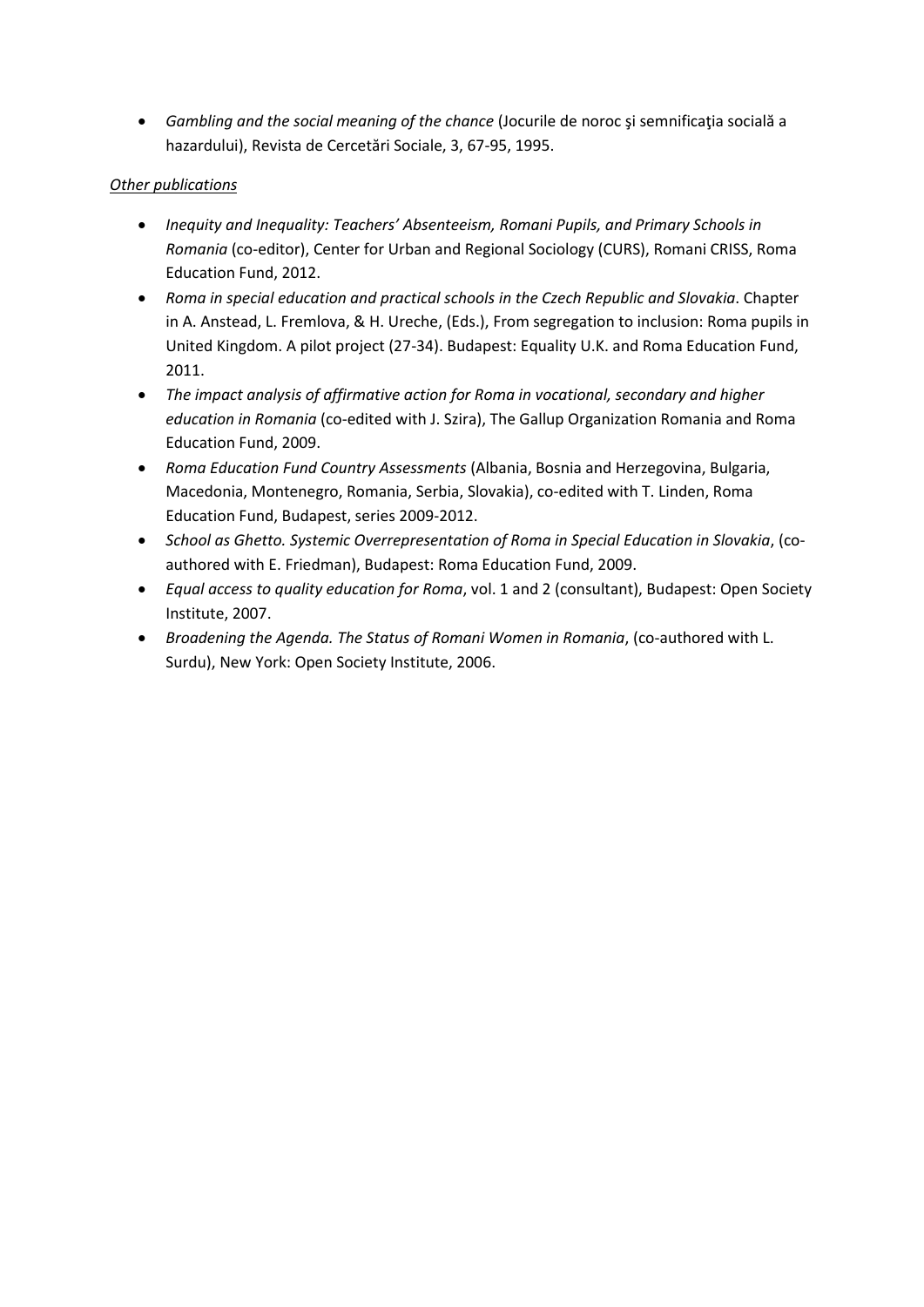- *Gambling and the social meaning of the chance* (Jocurile de noroc şi semnificaţia socială a hazardului), Revista de Cercetări Sociale, 3, 67-95, 1995.

*Other publications*

- *Inequity and Inequality: Teachers' Absenteeism, Romani Pupils, and Primary Schools in Romania* (co-editor), Center for Urban and Regional Sociology (CURS), Romani CRISS, Roma Education Fund, 2012.
- *Roma in special education and practical schools in the Czech Republic and Slovakia*. Chapter in A. Anstead, L. Fremlova, & H. Ureche, (Eds.), From segregation to inclusion: Roma pupils in United Kingdom. A pilot project (27-34). Budapest: Equality U.K. and Roma Education Fund, 2011.
- *The impact analysis of affirmative action for Roma in vocational, secondary and higher education in Romania* (co-edited with J. Szira), The Gallup Organization Romania and Roma Education Fund, 2009.
- *Roma Education Fund Country Assessments* (Albania, Bosnia and Herzegovina, Bulgaria, Macedonia, Montenegro, Romania, Serbia, Slovakia), co-edited with T. Linden, Roma Education Fund, Budapest, series 2009-2012.
- *School as Ghetto. Systemic Overrepresentation of Roma in Special Education in Slovakia*, (co-authored with E. Friedman), Budapest: Roma Education Fund, 2009.
- *Equal access to quality education for Roma*, vol. 1 and 2 (consultant), Budapest: Open Society Institute, 2007.
- *Broadening the Agenda. The Status of Romani Women in Romania*, (co-authored with L. Surdu), New York: Open Society Institute, 2006.